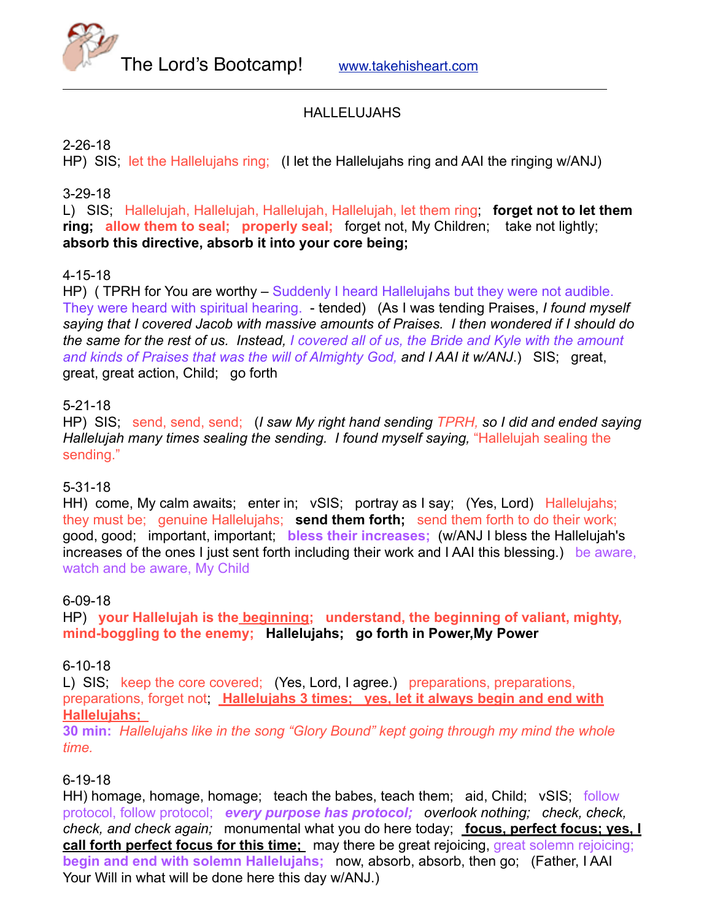The Lord's Bootcamp!    www.takehisheart.com

---

HALLELUJAHS

2-26-18
HP)  SIS;  let the Hallelujahs ring;   (I let the Hallelujahs ring and AAI the ringing w/ANJ)

3-29-18
L)  SIS;   Hallelujah, Hallelujah, Hallelujah, Hallelujah, let them ring;   **forget not to let them ring;**   **allow them to seal;   properly seal;**   forget not, My Children;    take not lightly;   **absorb this directive, absorb it into your core being;**

4-15-18
HP)  ( TPRH for You are worthy – Suddenly I heard Hallelujahs but they were not audible. They were heard with spiritual hearing.  - tended)   (As I was tending Praises, *I found myself saying that I covered Jacob with massive amounts of Praises.  I then wondered if I should do the same for the rest of us.  Instead, I covered all of us, the Bride and Kyle with the amount and kinds of Praises that was the will of Almighty God, and I AAI it w/ANJ.*)   SIS;   great, great, great action, Child;   go forth

5-21-18
HP)  SIS;   send, send, send;   (*I saw My right hand sending TPRH, so I did and ended saying Hallelujah many times sealing the sending.  I found myself saying,* "Hallelujah sealing the sending."

5-31-18
HH)  come, My calm awaits;   enter in;   vSIS;   portray as I say;   (Yes, Lord)   Hallelujahs; they must be;   genuine Hallelujahs;   **send them forth;**   send them forth to do their work;   good, good;   important, important;   **bless their increases;**   (w/ANJ I bless the Hallelujah's increases of the ones I just sent forth including their work and I AAI this blessing.)   be aware, watch and be aware, My Child

6-09-18
HP)   **your Hallelujah is the <u>beginning</u>;   understand, the beginning of valiant, mighty, mind-boggling to the enemy;   Hallelujahs;   go forth in Power,My Power**

6-10-18
L)  SIS;   keep the core covered;   (Yes, Lord, I agree.)   preparations, preparations, preparations, forget not;   **<u>Hallelujahs 3 times;   yes, let it always begin and end with Hallelujahs;</u>**
**30 min:** *Hallelujahs like in the song "Glory Bound" kept going through my mind the whole time.*

6-19-18
HH) homage, homage, homage;   teach the babes, teach them;   aid, Child;   vSIS;   follow protocol, follow protocol;   ***every purpose has protocol;***   *overlook nothing;   check, check, check, and check again;*   monumental what you do here today;   **<u>focus, perfect focus; yes, I call forth perfect focus for this time;</u>**   may there be great rejoicing, great solemn rejoicing; **begin and end with solemn Hallelujahs;**   now, absorb, absorb, then go;   (Father, I AAI Your Will in what will be done here this day w/ANJ.)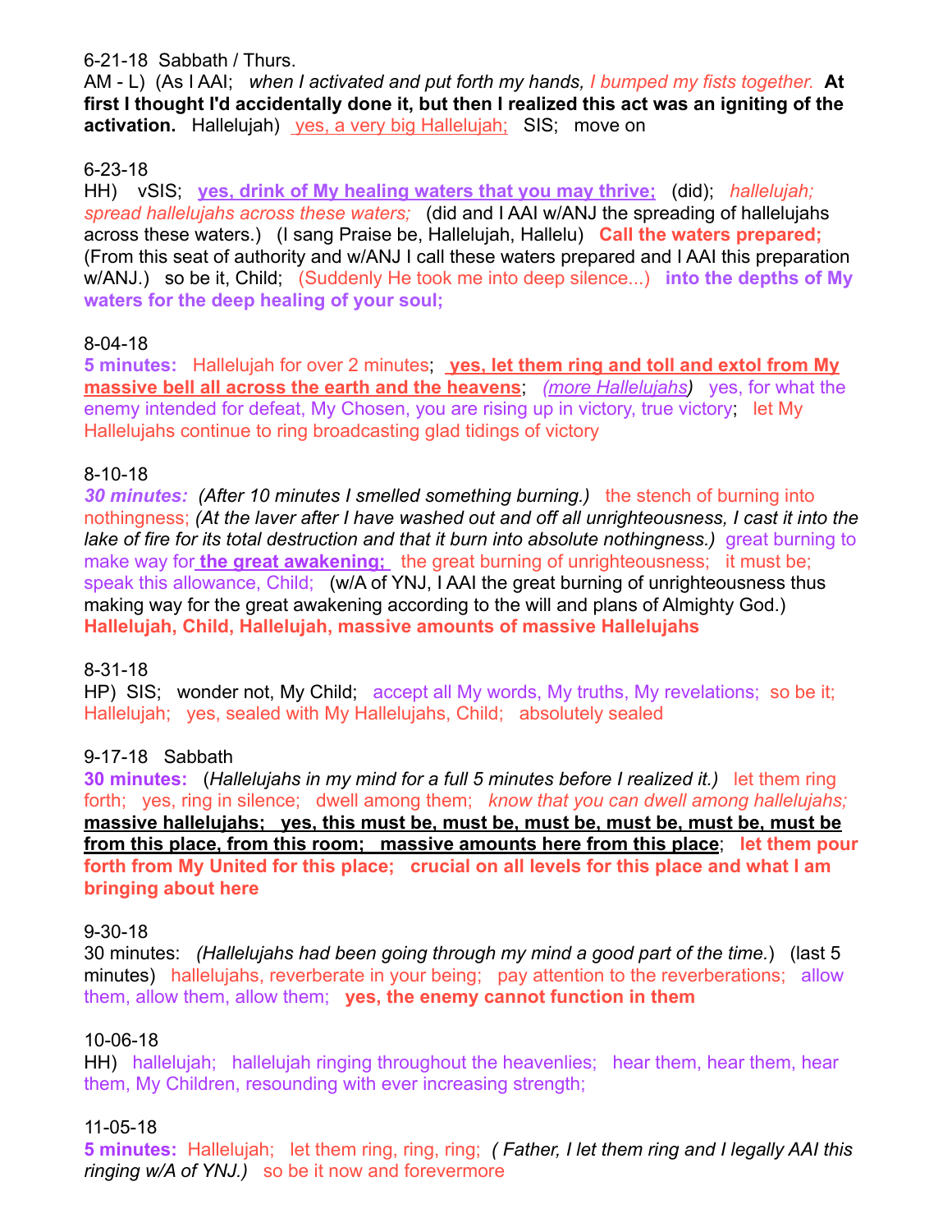6-21-18  Sabbath / Thurs.

AM - L)  (As I AAI;  *when I activated and put forth my hands, I bumped my fists together.*  **At first I thought I'd accidentally done it, but then I realized this act was an igniting of the activation.**  Hallelujah)  yes, a very big Hallelujah;  SIS;  move on

6-23-18

HH)  vSIS;  **yes, drink of My healing waters that you may thrive;**  (did);  *hallelujah; spread hallelujahs across these waters;*  (did and I AAI w/ANJ the spreading of hallelujahs across these waters.)  (I sang Praise be, Hallelujah, Hallelu)  **Call the waters prepared;** (From this seat of authority and w/ANJ I call these waters prepared and I AAI this preparation w/ANJ.)  so be it, Child;  (Suddenly He took me into deep silence...)  **into the depths of My waters for the deep healing of your soul;**

8-04-18

**5 minutes:**  Hallelujah for over 2 minutes;  **yes, let them ring and toll and extol from My massive bell all across the earth and the heavens**;  *(more Hallelujahs)*  yes, for what the enemy intended for defeat, My Chosen, you are rising up in victory, true victory;  let My Hallelujahs continue to ring broadcasting glad tidings of victory

8-10-18

***30 minutes:***  *(After 10 minutes I smelled something burning.)*  the stench of burning into nothingness;  *(At the laver after I have washed out and off all unrighteousness, I cast it into the lake of fire for its total destruction and that it burn into absolute nothingness.)*  great burning to make way for **the great awakening;**  the great burning of unrighteousness;  it must be; speak this allowance, Child;  (w/A of YNJ, I AAI the great burning of unrighteousness thus making way for the great awakening according to the will and plans of Almighty God.) **Hallelujah, Child, Hallelujah, massive amounts of massive Hallelujahs**

8-31-18

HP)  SIS;  wonder not, My Child;  accept all My words, My truths, My revelations;  so be it; Hallelujah;  yes, sealed with My Hallelujahs, Child;  absolutely sealed

9-17-18  Sabbath

**30 minutes:**  (*Hallelujahs in my mind for a full 5 minutes before I realized it.)*  let them ring forth;  yes, ring in silence;  dwell among them;  *know that you can dwell among hallelujahs;* **massive hallelujahs;  yes, this must be, must be, must be, must be, must be, must be from this place, from this room;  massive amounts here from this place**;  **let them pour forth from My United for this place;  crucial on all levels for this place and what I am bringing about here**

9-30-18

30 minutes:  *(Hallelujahs had been going through my mind a good part of the time.)*  (last 5 minutes)  hallelujahs, reverberate in your being;  pay attention to the reverberations;  allow them, allow them, allow them;  **yes, the enemy cannot function in them**

10-06-18

HH)  hallelujah;  hallelujah ringing throughout the heavenlies;  hear them, hear them, hear them, My Children, resounding with ever increasing strength;

11-05-18

**5 minutes:**  Hallelujah;  let them ring, ring, ring;  *( Father, I let them ring and I legally AAI this ringing w/A of YNJ.)*  so be it now and forevermore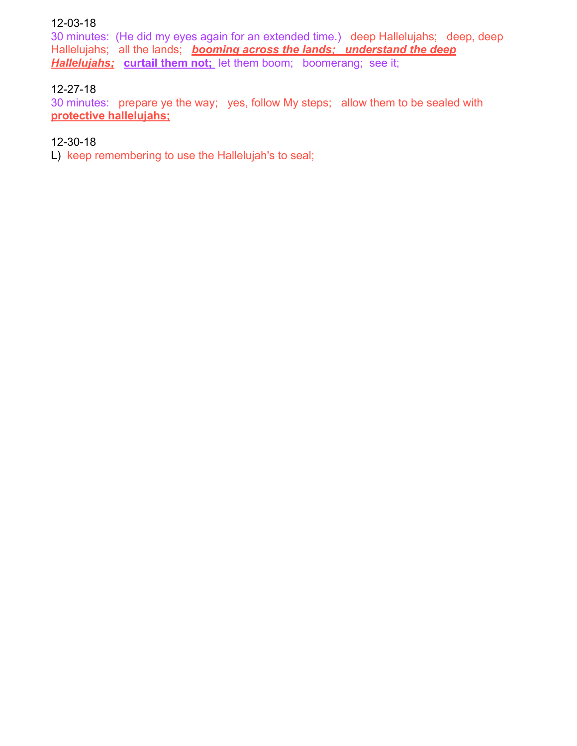12-03-18

30 minutes: (He did my eyes again for an extended time.) deep Hallelujahs; deep, deep Hallelujahs; all the lands; ***booming across the lands; understand the deep Hallelujahs;*** **curtail them not;** let them boom; boomerang; see it;

12-27-18

30 minutes: prepare ye the way; yes, follow My steps; allow them to be sealed with **protective hallelujahs;**

12-30-18

L) keep remembering to use the Hallelujah's to seal;